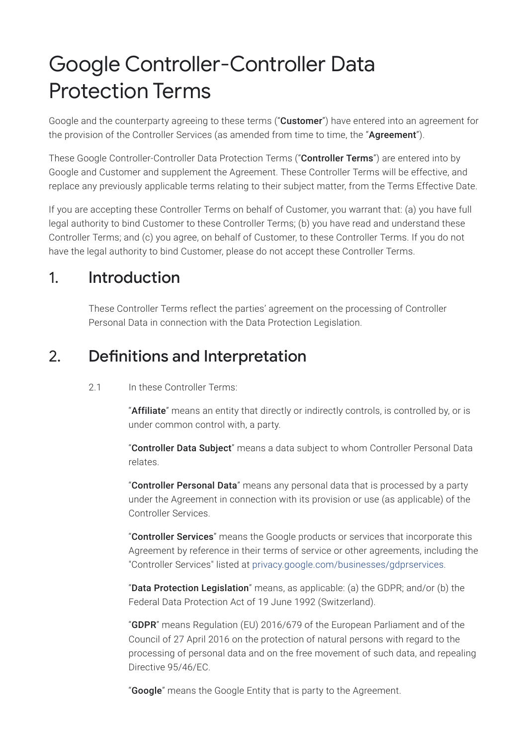# Google Controller-Controller Data Protection Terms

Google and the counterparty agreeing to these terms ("**Customer**") have entered into an agreement for the provision of the Controller Services (as amended from time to time, the "**Agreement**").

These Google Controller-Controller Data Protection Terms ("**Controller Terms**") are entered into by Google and Customer and supplement the Agreement. These Controller Terms will be effective, and replace any previously applicable terms relating to their subject matter, from the Terms Effective Date.

If you are accepting these Controller Terms on behalf of Customer, you warrant that: (a) you have full legal authority to bind Customer to these Controller Terms; (b) you have read and understand these Controller Terms; and (c) you agree, on behalf of Customer, to these Controller Terms. If you do not have the legal authority to bind Customer, please do not accept these Controller Terms.

## 1. Introduction

These Controller Terms reflect the parties' agreement on the processing of Controller Personal Data in connection with the Data Protection Legislation.

## 2. Definitions and Interpretation

2.1 In these Controller Terms:

"**Affiliate**" means an entity that directly or indirectly controls, is controlled by, or is under common control with, a party.

"**Controller Data Subject**" means a data subject to whom Controller Personal Data relates.

"**Controller Personal Data**" means any personal data that is processed by a party under the Agreement in connection with its provision or use (as applicable) of the Controller Services.

"**Controller Services**" means the Google products or services that incorporate this Agreement by reference in their terms of service or other agreements, including the "Controller Services" listed at privacy.google.com/businesses/gdprservices.

"**Data Protection Legislation**" means, as applicable: (a) the GDPR; and/or (b) the Federal Data Protection Act of 19 June 1992 (Switzerland).

"**GDPR**" means Regulation (EU) 2016/679 of the European Parliament and of the Council of 27 April 2016 on the protection of natural persons with regard to the processing of personal data and on the free movement of such data, and repealing Directive 95/46/EC.

"**Google**" means the Google Entity that is party to the Agreement.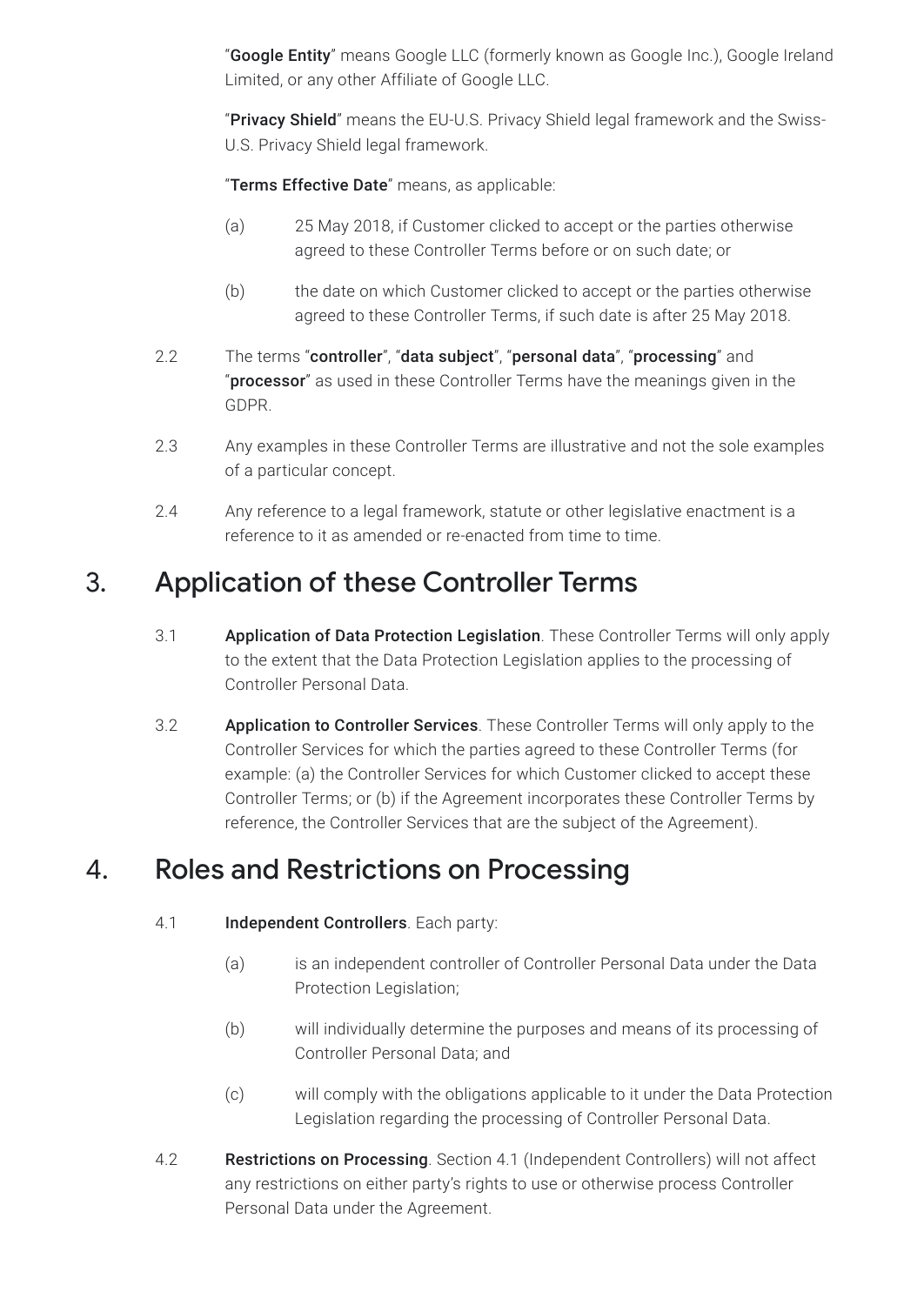"**Google Entity**" means Google LLC (formerly known as Google Inc.), Google Ireland Limited, or any other Affiliate of Google LLC.

"**Privacy Shield**" means the EU-U.S. Privacy Shield legal framework and the Swiss-U.S. Privacy Shield legal framework.

"**Terms Effective Date**" means, as applicable:

(a) 25 May 2018, if Customer clicked to accept or the parties otherwise agreed to these Controller Terms before or on such date; or

(b) the date on which Customer clicked to accept or the parties otherwise agreed to these Controller Terms, if such date is after 25 May 2018.

2.2 The terms "**controller**", "**data subject**", "**personal data**", "**processing**" and "**processor**" as used in these Controller Terms have the meanings given in the GDPR.

2.3 Any examples in these Controller Terms are illustrative and not the sole examples of a particular concept.

2.4 Any reference to a legal framework, statute or other legislative enactment is a reference to it as amended or re-enacted from time to time.

## 3. Application of these Controller Terms

3.1 **Application of Data Protection Legislation**. These Controller Terms will only apply to the extent that the Data Protection Legislation applies to the processing of Controller Personal Data.

3.2 **Application to Controller Services**. These Controller Terms will only apply to the Controller Services for which the parties agreed to these Controller Terms (for example: (a) the Controller Services for which Customer clicked to accept these Controller Terms; or (b) if the Agreement incorporates these Controller Terms by reference, the Controller Services that are the subject of the Agreement).

## 4. Roles and Restrictions on Processing

4.1 **Independent Controllers**. Each party:

(a) is an independent controller of Controller Personal Data under the Data Protection Legislation;

(b) will individually determine the purposes and means of its processing of Controller Personal Data; and

(c) will comply with the obligations applicable to it under the Data Protection Legislation regarding the processing of Controller Personal Data.

4.2 **Restrictions on Processing**. Section 4.1 (Independent Controllers) will not affect any restrictions on either party's rights to use or otherwise process Controller Personal Data under the Agreement.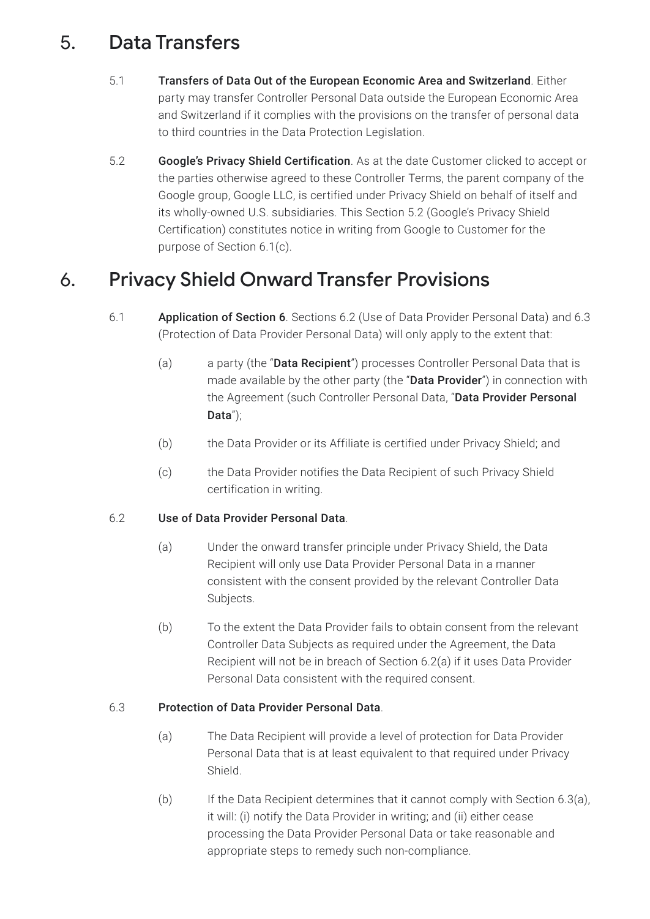## 5. Data Transfers

5.1 **Transfers of Data Out of the European Economic Area and Switzerland**. Either party may transfer Controller Personal Data outside the European Economic Area and Switzerland if it complies with the provisions on the transfer of personal data to third countries in the Data Protection Legislation.

5.2 **Google's Privacy Shield Certification**. As at the date Customer clicked to accept or the parties otherwise agreed to these Controller Terms, the parent company of the Google group, Google LLC, is certified under Privacy Shield on behalf of itself and its wholly-owned U.S. subsidiaries. This Section 5.2 (Google's Privacy Shield Certification) constitutes notice in writing from Google to Customer for the purpose of Section 6.1(c).

## 6. Privacy Shield Onward Transfer Provisions

6.1 **Application of Section 6**. Sections 6.2 (Use of Data Provider Personal Data) and 6.3 (Protection of Data Provider Personal Data) will only apply to the extent that:

(a) a party (the "**Data Recipient**") processes Controller Personal Data that is made available by the other party (the "**Data Provider**") in connection with the Agreement (such Controller Personal Data, "**Data Provider Personal Data**");

(b) the Data Provider or its Affiliate is certified under Privacy Shield; and

(c) the Data Provider notifies the Data Recipient of such Privacy Shield certification in writing.

6.2 **Use of Data Provider Personal Data**.

(a) Under the onward transfer principle under Privacy Shield, the Data Recipient will only use Data Provider Personal Data in a manner consistent with the consent provided by the relevant Controller Data Subjects.

(b) To the extent the Data Provider fails to obtain consent from the relevant Controller Data Subjects as required under the Agreement, the Data Recipient will not be in breach of Section 6.2(a) if it uses Data Provider Personal Data consistent with the required consent.

6.3 **Protection of Data Provider Personal Data**.

(a) The Data Recipient will provide a level of protection for Data Provider Personal Data that is at least equivalent to that required under Privacy Shield.

(b) If the Data Recipient determines that it cannot comply with Section 6.3(a), it will: (i) notify the Data Provider in writing; and (ii) either cease processing the Data Provider Personal Data or take reasonable and appropriate steps to remedy such non-compliance.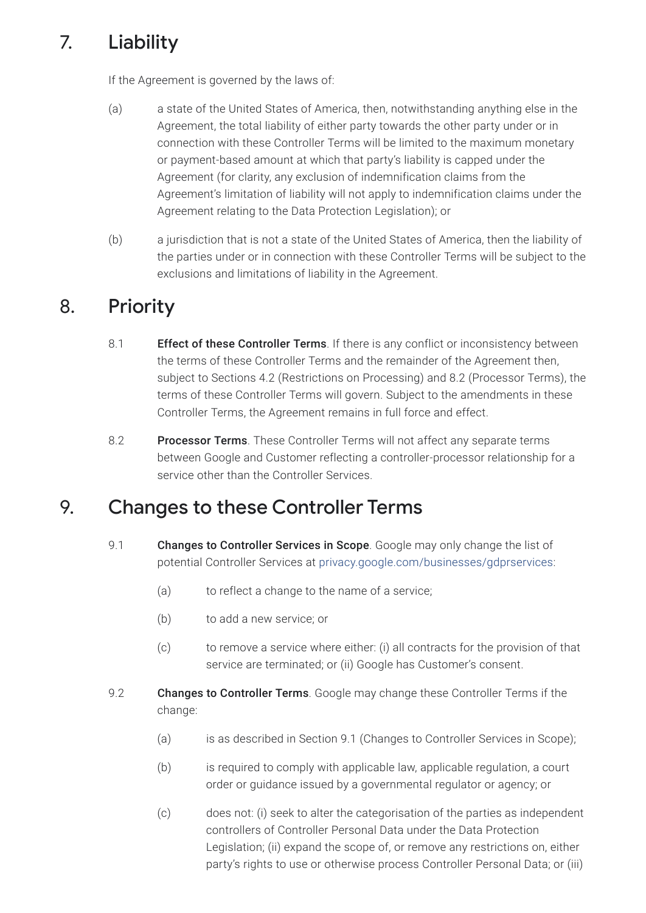## 7. Liability

If the Agreement is governed by the laws of:

(a) a state of the United States of America, then, notwithstanding anything else in the Agreement, the total liability of either party towards the other party under or in connection with these Controller Terms will be limited to the maximum monetary or payment-based amount at which that party's liability is capped under the Agreement (for clarity, any exclusion of indemnification claims from the Agreement's limitation of liability will not apply to indemnification claims under the Agreement relating to the Data Protection Legislation); or

(b) a jurisdiction that is not a state of the United States of America, then the liability of the parties under or in connection with these Controller Terms will be subject to the exclusions and limitations of liability in the Agreement.

## 8. Priority

8.1 **Effect of these Controller Terms**. If there is any conflict or inconsistency between the terms of these Controller Terms and the remainder of the Agreement then, subject to Sections 4.2 (Restrictions on Processing) and 8.2 (Processor Terms), the terms of these Controller Terms will govern. Subject to the amendments in these Controller Terms, the Agreement remains in full force and effect.

8.2 **Processor Terms**. These Controller Terms will not affect any separate terms between Google and Customer reflecting a controller-processor relationship for a service other than the Controller Services.

## 9. Changes to these Controller Terms

9.1 **Changes to Controller Services in Scope**. Google may only change the list of potential Controller Services at privacy.google.com/businesses/gdprservices:

(a) to reflect a change to the name of a service;

(b) to add a new service; or

(c) to remove a service where either: (i) all contracts for the provision of that service are terminated; or (ii) Google has Customer's consent.

9.2 **Changes to Controller Terms**. Google may change these Controller Terms if the change:

(a) is as described in Section 9.1 (Changes to Controller Services in Scope);

(b) is required to comply with applicable law, applicable regulation, a court order or guidance issued by a governmental regulator or agency; or

(c) does not: (i) seek to alter the categorisation of the parties as independent controllers of Controller Personal Data under the Data Protection Legislation; (ii) expand the scope of, or remove any restrictions on, either party's rights to use or otherwise process Controller Personal Data; or (iii)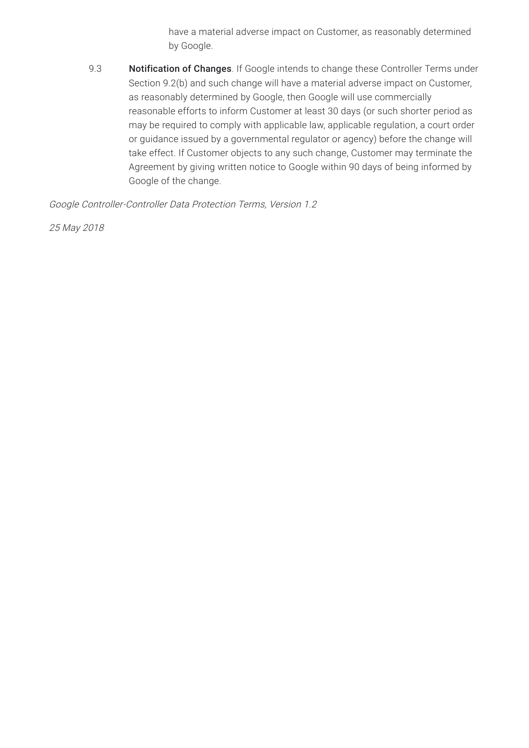have a material adverse impact on Customer, as reasonably determined by Google.

9.3 **Notification of Changes**. If Google intends to change these Controller Terms under Section 9.2(b) and such change will have a material adverse impact on Customer, as reasonably determined by Google, then Google will use commercially reasonable efforts to inform Customer at least 30 days (or such shorter period as may be required to comply with applicable law, applicable regulation, a court order or guidance issued by a governmental regulator or agency) before the change will take effect. If Customer objects to any such change, Customer may terminate the Agreement by giving written notice to Google within 90 days of being informed by Google of the change.

*Google Controller-Controller Data Protection Terms, Version 1.2*

*25 May 2018*